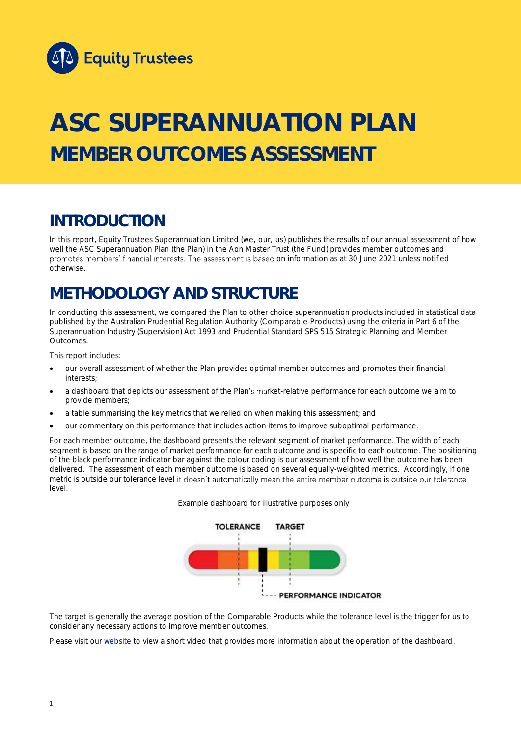# ASC SUPERANNUATION PLAN

## MEMBER OUTCOMES ASSESSMENT

## INTRODUCTION

In this report, Equity Trustees Superannuation Limited (we, our, us) publishes the results of our annual assessment of how well the ASC Superannuation Plan (the Plan) in the Aon Master Trust (the Fund) provides member outcomes and promotes members' financial interests. The assessment is based on information as at 30 June 2021 unless notified otherwise.

## METHODOLOGY AND STRUCTURE

In conducting this assessment, we compared the Plan to other choice superannuation products included in statistical data published by the Australian Prudential Regulation Authority (Comparable Products) using the criteria in Part 6 of the Superannuation Industry (Supervision) Act 1993 and Prudential Standard SPS 515 Strategic Planning and Member Outcomes.

This report includes:

- our overall assessment of whether the Plan provides optimal member outcomes and promotes their financial interests;
- a dashboard that depicts our assessment of the Plan's market-relative performance for each outcome we aim to provide members;
- a table summarising the key metrics that we relied on when making this assessment; and
- our commentary on this performance that includes action items to improve suboptimal performance.

For each member outcome, the dashboard presents the relevant segment of market performance. The width of each segment is based on the range of market performance for each outcome and is specific to each outcome. The positioning of the black performance indicator bar against the colour coding is our assessment of how well the outcome has been delivered. The assessment of each member outcome is based on several equally-weighted metrics. Accordingly, if one metric is outside our tolerance level it doesn't automatically mean the entire member outcome is outside our tolerance level.

Example dashboard for illustrative purposes only

TOLERANCE TARGET

PERFORMANCE INDICATOR

The target is generally the average position of the Comparable Products while the tolerance level is the trigger for us to consider any necessary actions to improve member outcomes.

Please visit our website to view a short video that provides more information about the operation of the dashboard.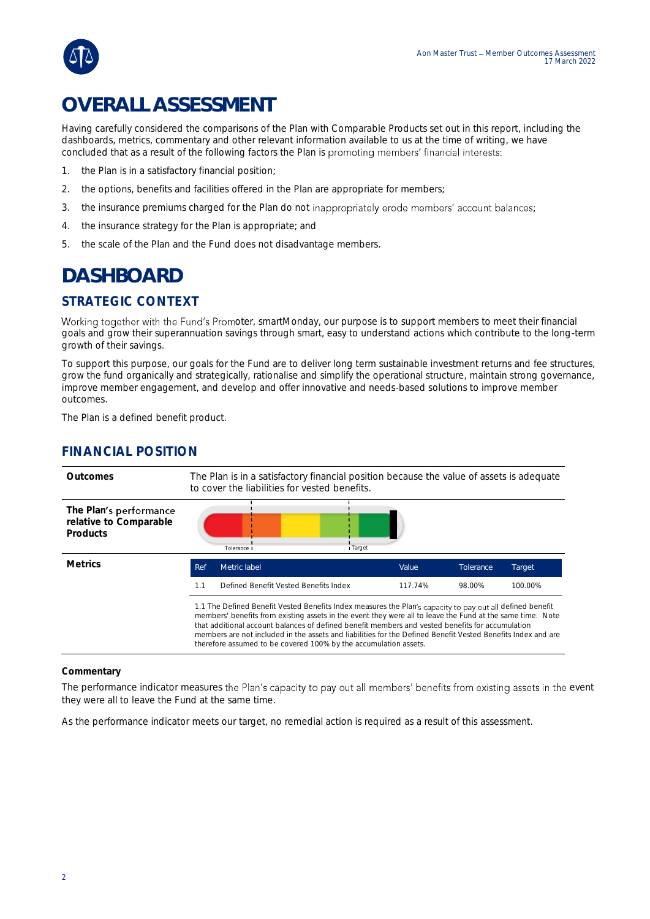# OVERALL ASSESSMENT

Having carefully considered the comparisons of the Plan with Comparable Products set out in this report, including the dashboards, metrics, commentary and other relevant information available to us at the time of writing, we have concluded that as a result of the following factors the Plan is promoting members' financial interests:

1. the Plan is in a satisfactory financial position;
2. the options, benefits and facilities offered in the Plan are appropriate for members;
3. the insurance premiums charged for the Plan do not inappropriately erode members' account balances;
4. the insurance strategy for the Plan is appropriate; and
5. the scale of the Plan and the Fund does not disadvantage members.

# DASHBOARD

## STRATEGIC CONTEXT

Working together with the Fund's Promoter, smartMonday, our purpose is to support members to meet their financial goals and grow their superannuation savings through smart, easy to understand actions which contribute to the long-term growth of their savings.

To support this purpose, our goals for the Fund are to deliver long term sustainable investment returns and fee structures, grow the fund organically and strategically, rationalise and simplify the operational structure, maintain strong governance, improve member engagement, and develop and offer innovative and needs-based solutions to improve member outcomes.

The Plan is a defined benefit product.

## FINANCIAL POSITION

**Outcomes**

The Plan is in a satisfactory financial position because the value of assets is adequate to cover the liabilities for vested benefits.

**The Plan's performance relative to Comparable Products**

Tolerance | Target

**Metrics**

| Ref | Metric label | Value | Tolerance | Target |
|---|---|---|---|---|
| 1.1 | Defined Benefit Vested Benefits Index | 117.74% | 98.00% | 100.00% |

1.1 The Defined Benefit Vested Benefits Index measures the Plan's capacity to pay out all defined benefit members' benefits from existing assets in the event they were all to leave the Fund at the same time. Note that additional account balances of defined benefit members and vested benefits for accumulation members are not included in the assets and liabilities for the Defined Benefit Vested Benefits Index and are therefore assumed to be covered 100% by the accumulation assets.

**Commentary**

The performance indicator measures the Plan's capacity to pay out all members' benefits from existing assets in the event they were all to leave the Fund at the same time.

As the performance indicator meets our target, no remedial action is required as a result of this assessment.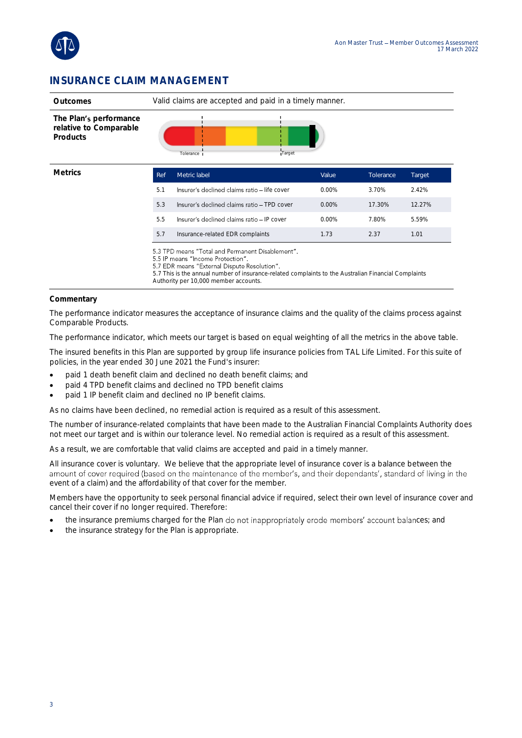## INSURANCE CLAIM MANAGEMENT

**Outcomes**

Valid claims are accepted and paid in a timely manner.

**The Plan's performance relative to Comparable Products**

Tolerance | Target

**Metrics**

| Ref | Metric label | Value | Tolerance | Target |
|---|---|---|---|---|
| 5.1 | Insurer's declined claims ratio – life cover | 0.00% | 3.70% | 2.42% |
| 5.3 | Insurer's declined claims ratio – TPD cover | 0.00% | 17.30% | 12.27% |
| 5.5 | Insurer's declined claims ratio – IP cover | 0.00% | 7.80% | 5.59% |
| 5.7 | Insurance-related EDR complaints | 1.73 | 2.37 | 1.01 |

5.3 TPD means "Total and Permanent Disablement".
5.5 IP means "Income Protection".
5.7 EDR means "External Dispute Resolution".
5.7 This is the annual number of insurance-related complaints to the Australian Financial Complaints Authority per 10,000 member accounts.

**Commentary**

The performance indicator measures the acceptance of insurance claims and the quality of the claims process against Comparable Products.

The performance indicator, which meets our target is based on equal weighting of all the metrics in the above table.

The insured benefits in this Plan are supported by group life insurance policies from TAL Life Limited. For this suite of policies, in the year ended 30 June 2021 the Fund's insurer:

- paid 1 death benefit claim and declined no death benefit claims; and
- paid 4 TPD benefit claims and declined no TPD benefit claims
- paid 1 IP benefit claim and declined no IP benefit claims.

As no claims have been declined, no remedial action is required as a result of this assessment.

The number of insurance-related complaints that have been made to the Australian Financial Complaints Authority does not meet our target and is within our tolerance level. No remedial action is required as a result of this assessment.

As a result, we are comfortable that valid claims are accepted and paid in a timely manner.

All insurance cover is voluntary. We believe that the appropriate level of insurance cover is a balance between the amount of cover required (based on the maintenance of the member's, and their dependants', standard of living in the event of a claim) and the affordability of that cover for the member.

Members have the opportunity to seek personal financial advice if required, select their own level of insurance cover and cancel their cover if no longer required. Therefore:

- the insurance premiums charged for the Plan do not inappropriately erode members' account balances; and
- the insurance strategy for the Plan is appropriate.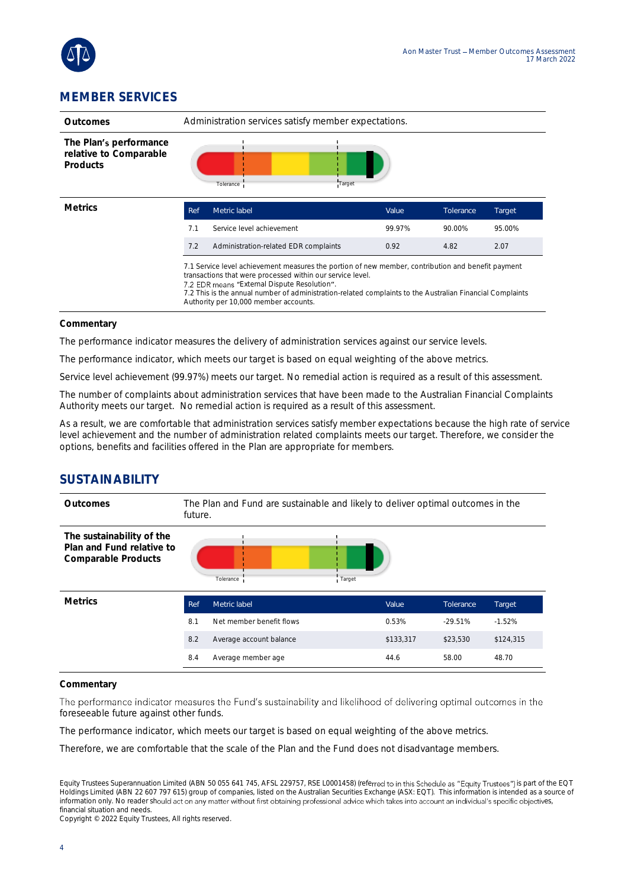## MEMBER SERVICES

| | |
|---|---|
| **Outcomes** | Administration services satisfy member expectations. |
| **The Plan's performance relative to Comparable Products** | Tolerance Target |

**Metrics**

| Ref | Metric label | Value | Tolerance | Target |
|---|---|---|---|---|
| 7.1 | Service level achievement | 99.97% | 90.00% | 95.00% |
| 7.2 | Administration-related EDR complaints | 0.92 | 4.82 | 2.07 |

7.1 Service level achievement measures the portion of new member, contribution and benefit payment transactions that were processed within our service level.
7.2 EDR means "External Dispute Resolution".
7.2 This is the annual number of administration-related complaints to the Australian Financial Complaints Authority per 10,000 member accounts.

**Commentary**

The performance indicator measures the delivery of administration services against our service levels.

The performance indicator, which meets our target is based on equal weighting of the above metrics.

Service level achievement (99.97%) meets our target. No remedial action is required as a result of this assessment.

The number of complaints about administration services that have been made to the Australian Financial Complaints Authority meets our target. No remedial action is required as a result of this assessment.

As a result, we are comfortable that administration services satisfy member expectations because the high rate of service level achievement and the number of administration related complaints meets our target. Therefore, we consider the options, benefits and facilities offered in the Plan are appropriate for members.

## SUSTAINABILITY

| | |
|---|---|
| **Outcomes** | The Plan and Fund are sustainable and likely to deliver optimal outcomes in the future. |
| **The sustainability of the Plan and Fund relative to Comparable Products** | Tolerance Target |

**Metrics**

| Ref | Metric label | Value | Tolerance | Target |
|---|---|---|---|---|
| 8.1 | Net member benefit flows | 0.53% | -29.51% | -1.52% |
| 8.2 | Average account balance | $133,317 | $23,530 | $124,315 |
| 8.4 | Average member age | 44.6 | 58.00 | 48.70 |

**Commentary**

The performance indicator measures the Fund's sustainability and likelihood of delivering optimal outcomes in the foreseeable future against other funds.

The performance indicator, which meets our target is based on equal weighting of the above metrics.

Therefore, we are comfortable that the scale of the Plan and the Fund does not disadvantage members.

Equity Trustees Superannuation Limited (ABN 50 055 641 745, AFSL 229757, RSE L0001458) (referred to in this Schedule as "Equity Trustees") is part of the EQT Holdings Limited (ABN 22 607 797 615) group of companies, listed on the Australian Securities Exchange (ASX: EQT). This information is intended as a source of information only. No reader should act on any matter without first obtaining professional advice which takes into account an individual's specific objectives, financial situation and needs.
Copyright © 2022 Equity Trustees, All rights reserved.